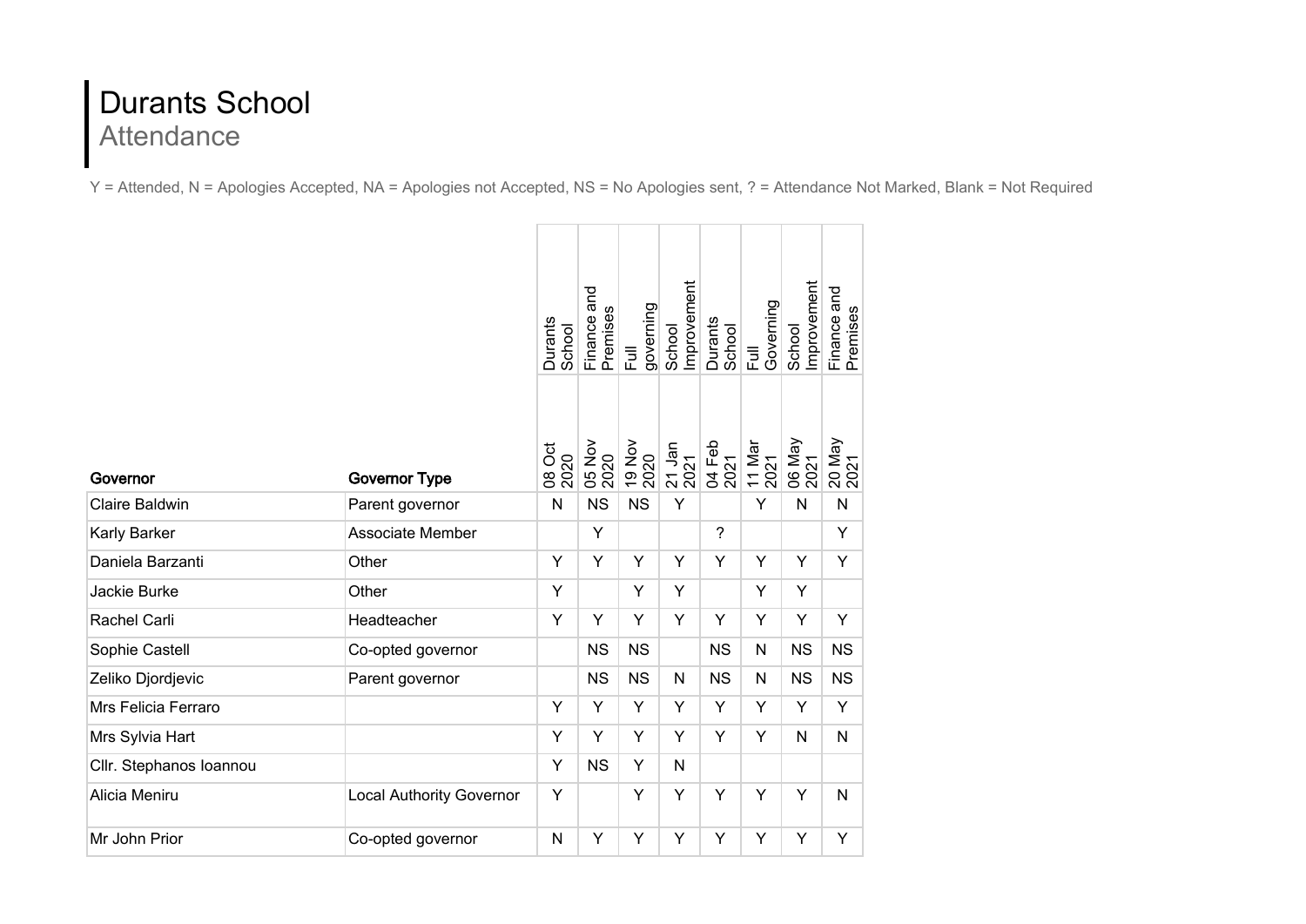# Durants School

## Attendance

Y = Attended, N = Apologies Accepted, NA = Apologies not Accepted, NS = No Apologies sent, ? = Attendance Not Marked, Blank = Not Required

| Governor | Governor Type | Durants School 08 Oct 2020 | Finance and Premises 05 Nov 2020 | Full governing 19 Nov 2020 | School Improvement 21 Jan 2021 | Durants School 04 Feb 2021 | Full Governing 11 Mar 2021 | School Improvement 06 May 2021 | Finance and Premises 20 May 2021 |
|---|---|---|---|---|---|---|---|---|---|
| Claire Baldwin | Parent governor | N | NS | NS | Y | | Y | N | N |
| Karly Barker | Associate Member | | Y | | | ? | | | Y |
| Daniela Barzanti | Other | Y | Y | Y | Y | Y | Y | Y | Y |
| Jackie Burke | Other | Y | | Y | Y | | Y | Y | |
| Rachel Carli | Headteacher | Y | Y | Y | Y | Y | Y | Y | Y |
| Sophie Castell | Co-opted governor | | NS | NS | | NS | N | NS | NS |
| Zeliko Djordjevic | Parent governor | | NS | NS | N | NS | N | NS | NS |
| Mrs Felicia Ferraro | | Y | Y | Y | Y | Y | Y | Y | Y |
| Mrs Sylvia Hart | | Y | Y | Y | Y | Y | Y | N | N |
| Cllr. Stephanos Ioannou | | Y | NS | Y | N | | | | |
| Alicia Meniru | Local Authority Governor | Y | | Y | Y | Y | Y | Y | N |
| Mr John Prior | Co-opted governor | N | Y | Y | Y | Y | Y | Y | Y |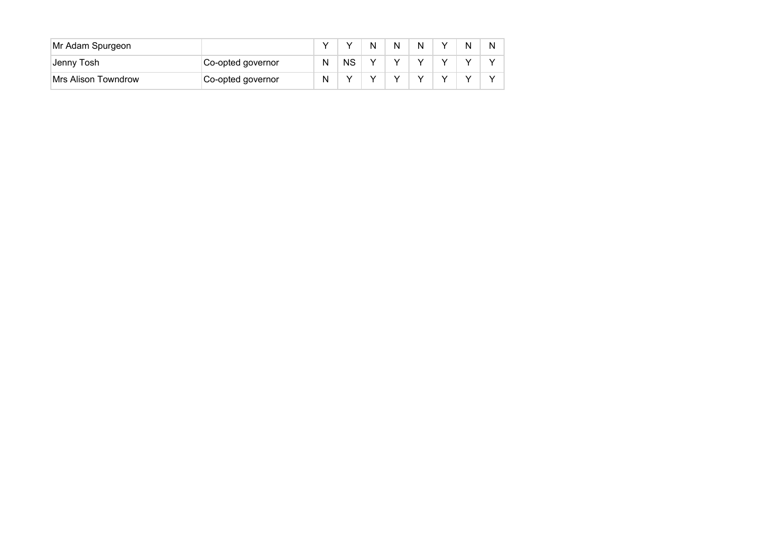| | | | | | | | | | |
|---|---|---|---|---|---|---|---|---|---|
| Mr Adam Spurgeon | | Y | Y | N | N | N | Y | N | N |
| Jenny Tosh | Co-opted governor | N | NS | Y | Y | Y | Y | Y | Y |
| Mrs Alison Towndrow | Co-opted governor | N | Y | Y | Y | Y | Y | Y | Y |